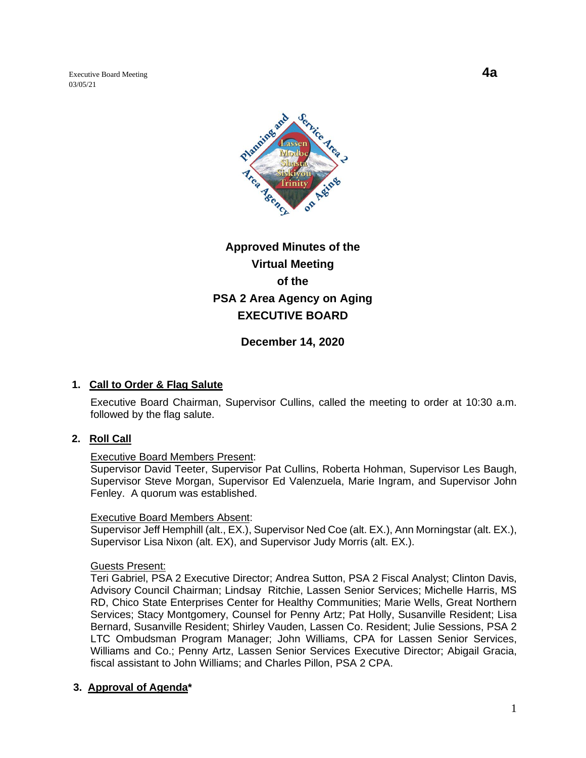Executive Board Meeting
03/05/21

**4a**

# Approved Minutes of the Virtual Meeting of the PSA 2 Area Agency on Aging EXECUTIVE BOARD

**December 14, 2020**

## 1. Call to Order & Flag Salute

Executive Board Chairman, Supervisor Cullins, called the meeting to order at 10:30 a.m. followed by the flag salute.

## 2. Roll Call

Executive Board Members Present:
Supervisor David Teeter, Supervisor Pat Cullins, Roberta Hohman, Supervisor Les Baugh, Supervisor Steve Morgan, Supervisor Ed Valenzuela, Marie Ingram, and Supervisor John Fenley. A quorum was established.

Executive Board Members Absent:
Supervisor Jeff Hemphill (alt., EX.), Supervisor Ned Coe (alt. EX.), Ann Morningstar (alt. EX.), Supervisor Lisa Nixon (alt. EX), and Supervisor Judy Morris (alt. EX.).

Guests Present:
Teri Gabriel, PSA 2 Executive Director; Andrea Sutton, PSA 2 Fiscal Analyst; Clinton Davis, Advisory Council Chairman; Lindsay Ritchie, Lassen Senior Services; Michelle Harris, MS RD, Chico State Enterprises Center for Healthy Communities; Marie Wells, Great Northern Services; Stacy Montgomery, Counsel for Penny Artz; Pat Holly, Susanville Resident; Lisa Bernard, Susanville Resident; Shirley Vauden, Lassen Co. Resident; Julie Sessions, PSA 2 LTC Ombudsman Program Manager; John Williams, CPA for Lassen Senior Services, Williams and Co.; Penny Artz, Lassen Senior Services Executive Director; Abigail Gracia, fiscal assistant to John Williams; and Charles Pillon, PSA 2 CPA.

## 3. Approval of Agenda*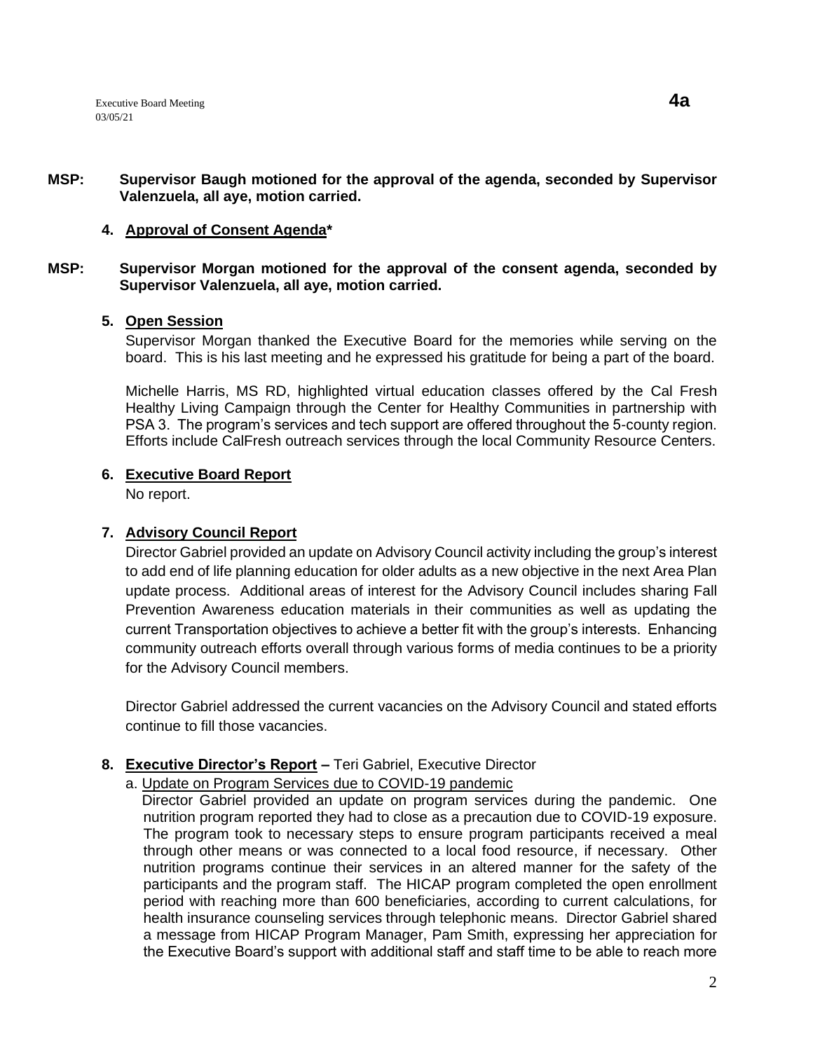**MSP: Supervisor Baugh motioned for the approval of the agenda, seconded by Supervisor Valenzuela, all aye, motion carried.**

**4. Approval of Consent Agenda***

**MSP: Supervisor Morgan motioned for the approval of the consent agenda, seconded by Supervisor Valenzuela, all aye, motion carried.**

**5. Open Session**

Supervisor Morgan thanked the Executive Board for the memories while serving on the board. This is his last meeting and he expressed his gratitude for being a part of the board.

Michelle Harris, MS RD, highlighted virtual education classes offered by the Cal Fresh Healthy Living Campaign through the Center for Healthy Communities in partnership with PSA 3. The program's services and tech support are offered throughout the 5-county region. Efforts include CalFresh outreach services through the local Community Resource Centers.

**6. Executive Board Report**

No report.

**7. Advisory Council Report**

Director Gabriel provided an update on Advisory Council activity including the group's interest to add end of life planning education for older adults as a new objective in the next Area Plan update process. Additional areas of interest for the Advisory Council includes sharing Fall Prevention Awareness education materials in their communities as well as updating the current Transportation objectives to achieve a better fit with the group's interests. Enhancing community outreach efforts overall through various forms of media continues to be a priority for the Advisory Council members.

Director Gabriel addressed the current vacancies on the Advisory Council and stated efforts continue to fill those vacancies.

**8. Executive Director's Report –** Teri Gabriel, Executive Director

a. Update on Program Services due to COVID-19 pandemic

Director Gabriel provided an update on program services during the pandemic. One nutrition program reported they had to close as a precaution due to COVID-19 exposure. The program took to necessary steps to ensure program participants received a meal through other means or was connected to a local food resource, if necessary. Other nutrition programs continue their services in an altered manner for the safety of the participants and the program staff. The HICAP program completed the open enrollment period with reaching more than 600 beneficiaries, according to current calculations, for health insurance counseling services through telephonic means. Director Gabriel shared a message from HICAP Program Manager, Pam Smith, expressing her appreciation for the Executive Board's support with additional staff and staff time to be able to reach more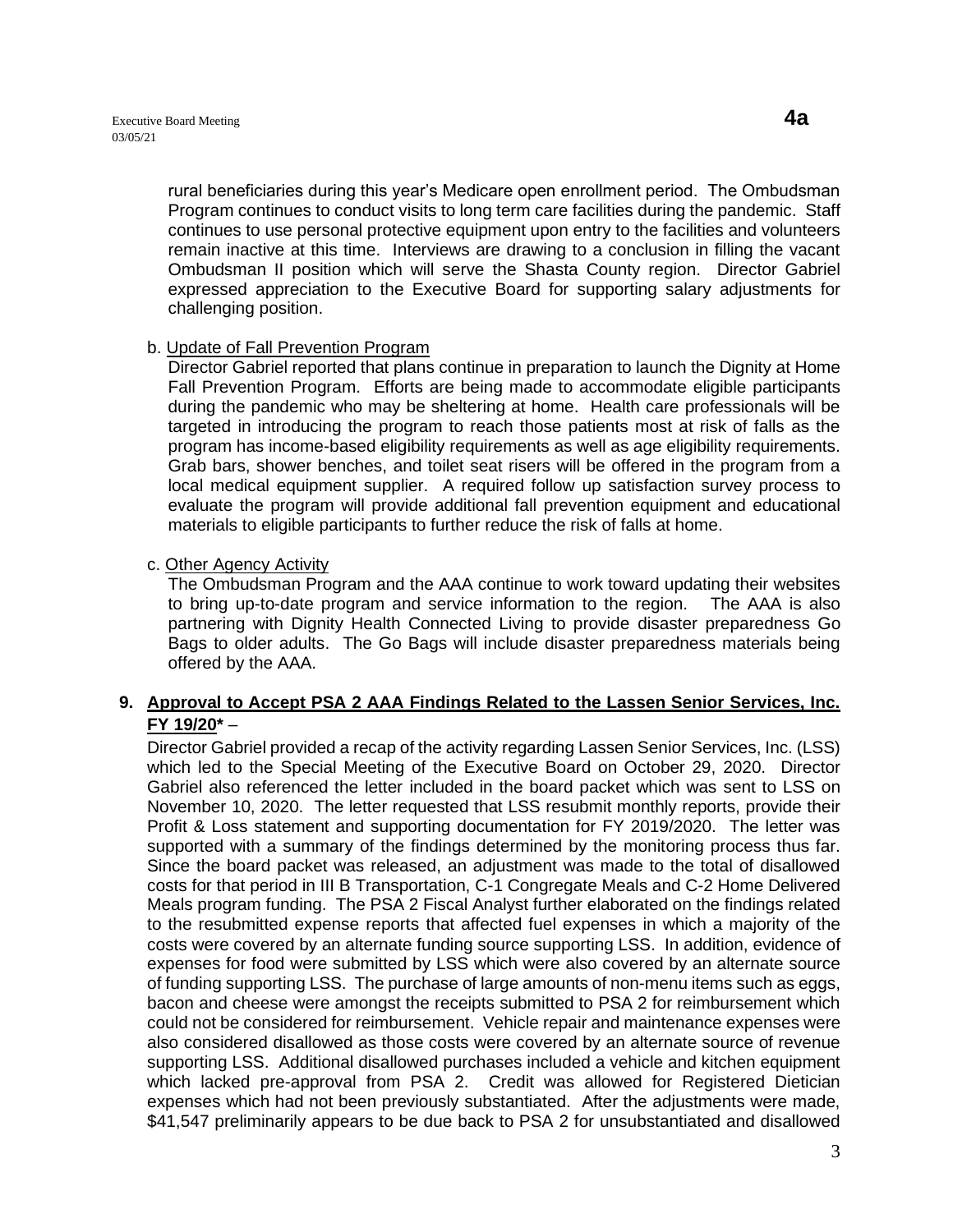rural beneficiaries during this year's Medicare open enrollment period. The Ombudsman Program continues to conduct visits to long term care facilities during the pandemic. Staff continues to use personal protective equipment upon entry to the facilities and volunteers remain inactive at this time. Interviews are drawing to a conclusion in filling the vacant Ombudsman II position which will serve the Shasta County region. Director Gabriel expressed appreciation to the Executive Board for supporting salary adjustments for challenging position.

b. Update of Fall Prevention Program

Director Gabriel reported that plans continue in preparation to launch the Dignity at Home Fall Prevention Program. Efforts are being made to accommodate eligible participants during the pandemic who may be sheltering at home. Health care professionals will be targeted in introducing the program to reach those patients most at risk of falls as the program has income-based eligibility requirements as well as age eligibility requirements. Grab bars, shower benches, and toilet seat risers will be offered in the program from a local medical equipment supplier. A required follow up satisfaction survey process to evaluate the program will provide additional fall prevention equipment and educational materials to eligible participants to further reduce the risk of falls at home.

c. Other Agency Activity

The Ombudsman Program and the AAA continue to work toward updating their websites to bring up-to-date program and service information to the region. The AAA is also partnering with Dignity Health Connected Living to provide disaster preparedness Go Bags to older adults. The Go Bags will include disaster preparedness materials being offered by the AAA.

**9. Approval to Accept PSA 2 AAA Findings Related to the Lassen Senior Services, Inc. FY 19/20*** –

Director Gabriel provided a recap of the activity regarding Lassen Senior Services, Inc. (LSS) which led to the Special Meeting of the Executive Board on October 29, 2020. Director Gabriel also referenced the letter included in the board packet which was sent to LSS on November 10, 2020. The letter requested that LSS resubmit monthly reports, provide their Profit & Loss statement and supporting documentation for FY 2019/2020. The letter was supported with a summary of the findings determined by the monitoring process thus far. Since the board packet was released, an adjustment was made to the total of disallowed costs for that period in III B Transportation, C-1 Congregate Meals and C-2 Home Delivered Meals program funding. The PSA 2 Fiscal Analyst further elaborated on the findings related to the resubmitted expense reports that affected fuel expenses in which a majority of the costs were covered by an alternate funding source supporting LSS. In addition, evidence of expenses for food were submitted by LSS which were also covered by an alternate source of funding supporting LSS. The purchase of large amounts of non-menu items such as eggs, bacon and cheese were amongst the receipts submitted to PSA 2 for reimbursement which could not be considered for reimbursement. Vehicle repair and maintenance expenses were also considered disallowed as those costs were covered by an alternate source of revenue supporting LSS. Additional disallowed purchases included a vehicle and kitchen equipment which lacked pre-approval from PSA 2. Credit was allowed for Registered Dietician expenses which had not been previously substantiated. After the adjustments were made, $41,547 preliminarily appears to be due back to PSA 2 for unsubstantiated and disallowed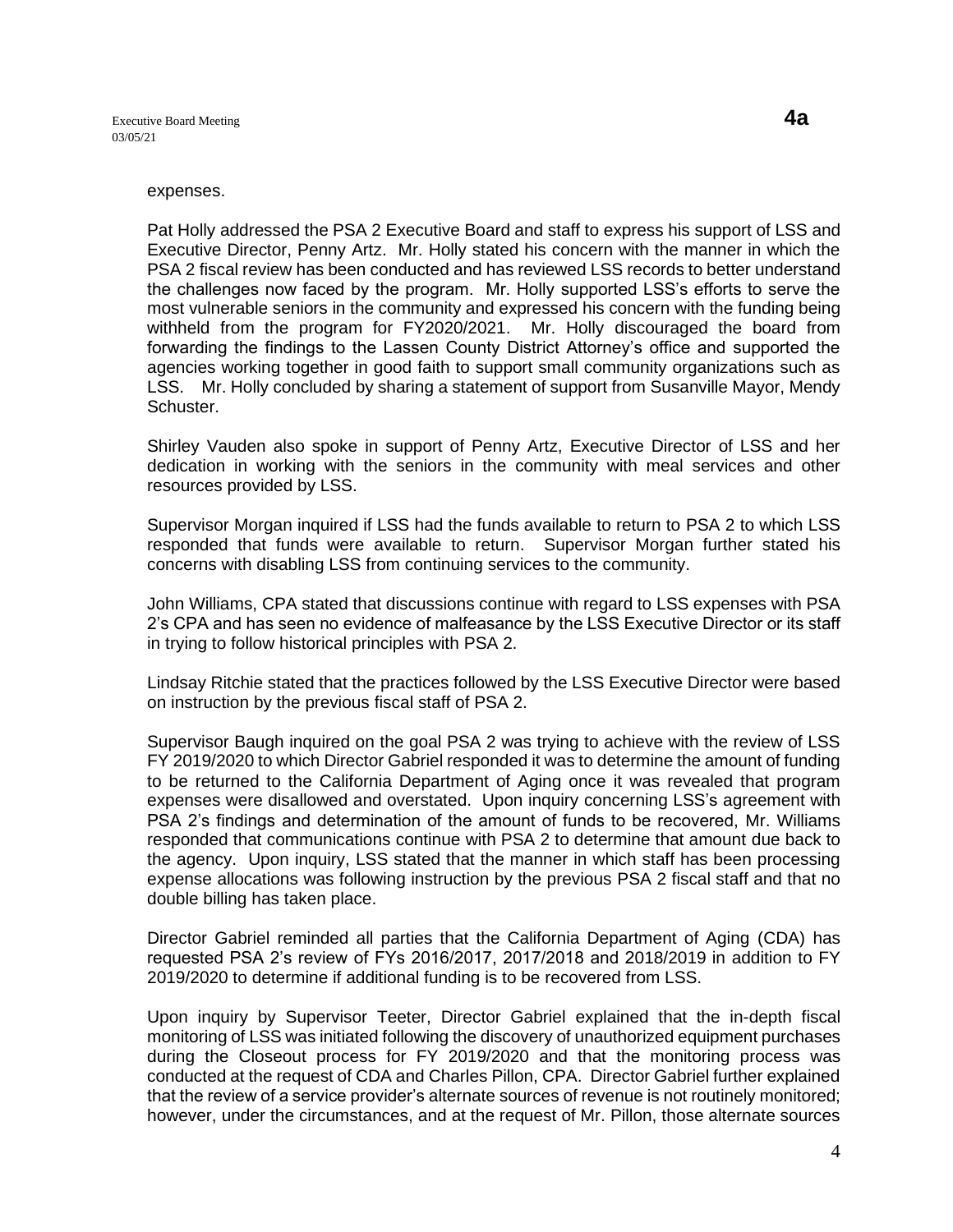expenses.

Pat Holly addressed the PSA 2 Executive Board and staff to express his support of LSS and Executive Director, Penny Artz. Mr. Holly stated his concern with the manner in which the PSA 2 fiscal review has been conducted and has reviewed LSS records to better understand the challenges now faced by the program. Mr. Holly supported LSS's efforts to serve the most vulnerable seniors in the community and expressed his concern with the funding being withheld from the program for FY2020/2021. Mr. Holly discouraged the board from forwarding the findings to the Lassen County District Attorney's office and supported the agencies working together in good faith to support small community organizations such as LSS. Mr. Holly concluded by sharing a statement of support from Susanville Mayor, Mendy Schuster.

Shirley Vauden also spoke in support of Penny Artz, Executive Director of LSS and her dedication in working with the seniors in the community with meal services and other resources provided by LSS.

Supervisor Morgan inquired if LSS had the funds available to return to PSA 2 to which LSS responded that funds were available to return. Supervisor Morgan further stated his concerns with disabling LSS from continuing services to the community.

John Williams, CPA stated that discussions continue with regard to LSS expenses with PSA 2's CPA and has seen no evidence of malfeasance by the LSS Executive Director or its staff in trying to follow historical principles with PSA 2.

Lindsay Ritchie stated that the practices followed by the LSS Executive Director were based on instruction by the previous fiscal staff of PSA 2.

Supervisor Baugh inquired on the goal PSA 2 was trying to achieve with the review of LSS FY 2019/2020 to which Director Gabriel responded it was to determine the amount of funding to be returned to the California Department of Aging once it was revealed that program expenses were disallowed and overstated. Upon inquiry concerning LSS's agreement with PSA 2's findings and determination of the amount of funds to be recovered, Mr. Williams responded that communications continue with PSA 2 to determine that amount due back to the agency. Upon inquiry, LSS stated that the manner in which staff has been processing expense allocations was following instruction by the previous PSA 2 fiscal staff and that no double billing has taken place.

Director Gabriel reminded all parties that the California Department of Aging (CDA) has requested PSA 2's review of FYs 2016/2017, 2017/2018 and 2018/2019 in addition to FY 2019/2020 to determine if additional funding is to be recovered from LSS.

Upon inquiry by Supervisor Teeter, Director Gabriel explained that the in-depth fiscal monitoring of LSS was initiated following the discovery of unauthorized equipment purchases during the Closeout process for FY 2019/2020 and that the monitoring process was conducted at the request of CDA and Charles Pillon, CPA. Director Gabriel further explained that the review of a service provider's alternate sources of revenue is not routinely monitored; however, under the circumstances, and at the request of Mr. Pillon, those alternate sources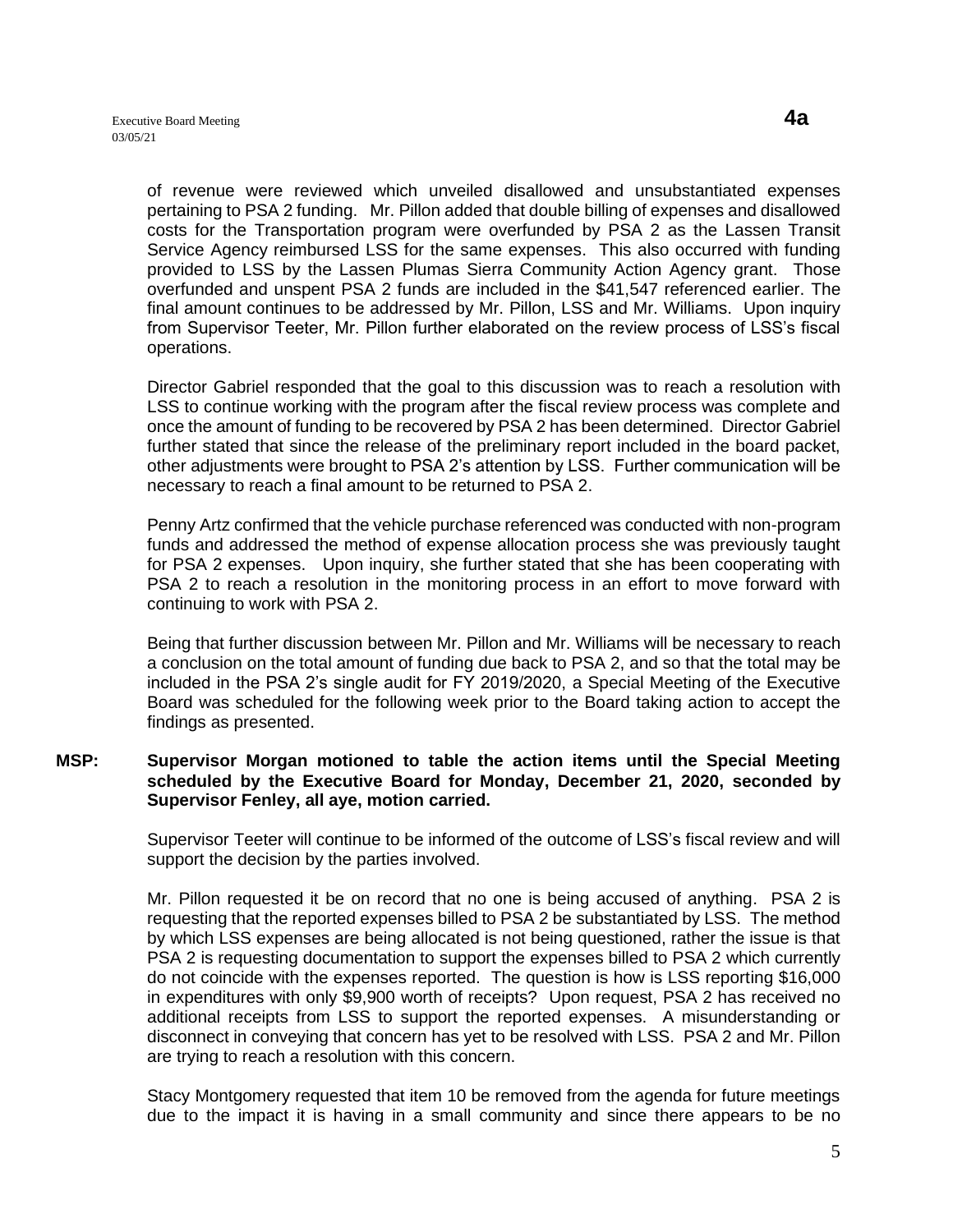of revenue were reviewed which unveiled disallowed and unsubstantiated expenses pertaining to PSA 2 funding. Mr. Pillon added that double billing of expenses and disallowed costs for the Transportation program were overfunded by PSA 2 as the Lassen Transit Service Agency reimbursed LSS for the same expenses. This also occurred with funding provided to LSS by the Lassen Plumas Sierra Community Action Agency grant. Those overfunded and unspent PSA 2 funds are included in the $41,547 referenced earlier. The final amount continues to be addressed by Mr. Pillon, LSS and Mr. Williams. Upon inquiry from Supervisor Teeter, Mr. Pillon further elaborated on the review process of LSS's fiscal operations.

Director Gabriel responded that the goal to this discussion was to reach a resolution with LSS to continue working with the program after the fiscal review process was complete and once the amount of funding to be recovered by PSA 2 has been determined. Director Gabriel further stated that since the release of the preliminary report included in the board packet, other adjustments were brought to PSA 2's attention by LSS. Further communication will be necessary to reach a final amount to be returned to PSA 2.

Penny Artz confirmed that the vehicle purchase referenced was conducted with non-program funds and addressed the method of expense allocation process she was previously taught for PSA 2 expenses. Upon inquiry, she further stated that she has been cooperating with PSA 2 to reach a resolution in the monitoring process in an effort to move forward with continuing to work with PSA 2.

Being that further discussion between Mr. Pillon and Mr. Williams will be necessary to reach a conclusion on the total amount of funding due back to PSA 2, and so that the total may be included in the PSA 2's single audit for FY 2019/2020, a Special Meeting of the Executive Board was scheduled for the following week prior to the Board taking action to accept the findings as presented.

**MSP: Supervisor Morgan motioned to table the action items until the Special Meeting scheduled by the Executive Board for Monday, December 21, 2020, seconded by Supervisor Fenley, all aye, motion carried.**

Supervisor Teeter will continue to be informed of the outcome of LSS's fiscal review and will support the decision by the parties involved.

Mr. Pillon requested it be on record that no one is being accused of anything. PSA 2 is requesting that the reported expenses billed to PSA 2 be substantiated by LSS. The method by which LSS expenses are being allocated is not being questioned, rather the issue is that PSA 2 is requesting documentation to support the expenses billed to PSA 2 which currently do not coincide with the expenses reported. The question is how is LSS reporting $16,000 in expenditures with only $9,900 worth of receipts? Upon request, PSA 2 has received no additional receipts from LSS to support the reported expenses. A misunderstanding or disconnect in conveying that concern has yet to be resolved with LSS. PSA 2 and Mr. Pillon are trying to reach a resolution with this concern.

Stacy Montgomery requested that item 10 be removed from the agenda for future meetings due to the impact it is having in a small community and since there appears to be no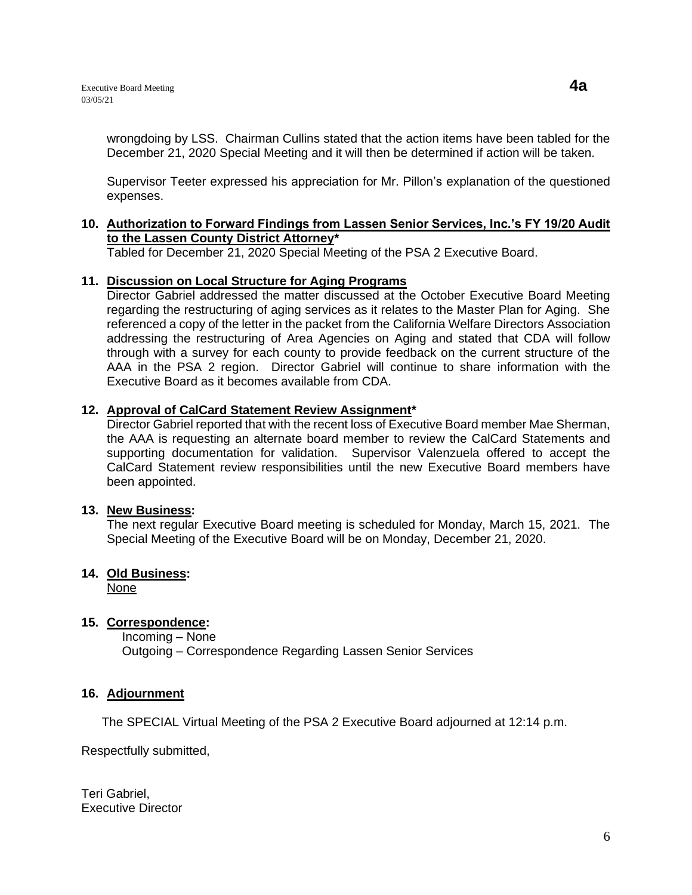wrongdoing by LSS. Chairman Cullins stated that the action items have been tabled for the December 21, 2020 Special Meeting and it will then be determined if action will be taken.

Supervisor Teeter expressed his appreciation for Mr. Pillon's explanation of the questioned expenses.

**10. Authorization to Forward Findings from Lassen Senior Services, Inc.'s FY 19/20 Audit to the Lassen County District Attorney***

Tabled for December 21, 2020 Special Meeting of the PSA 2 Executive Board.

**11. Discussion on Local Structure for Aging Programs**

Director Gabriel addressed the matter discussed at the October Executive Board Meeting regarding the restructuring of aging services as it relates to the Master Plan for Aging. She referenced a copy of the letter in the packet from the California Welfare Directors Association addressing the restructuring of Area Agencies on Aging and stated that CDA will follow through with a survey for each county to provide feedback on the current structure of the AAA in the PSA 2 region. Director Gabriel will continue to share information with the Executive Board as it becomes available from CDA.

**12. Approval of CalCard Statement Review Assignment***

Director Gabriel reported that with the recent loss of Executive Board member Mae Sherman, the AAA is requesting an alternate board member to review the CalCard Statements and supporting documentation for validation. Supervisor Valenzuela offered to accept the CalCard Statement review responsibilities until the new Executive Board members have been appointed.

**13. New Business:**

The next regular Executive Board meeting is scheduled for Monday, March 15, 2021. The Special Meeting of the Executive Board will be on Monday, December 21, 2020.

**14. Old Business:**

None

**15. Correspondence:**

Incoming – None
Outgoing – Correspondence Regarding Lassen Senior Services

**16. Adjournment**

The SPECIAL Virtual Meeting of the PSA 2 Executive Board adjourned at 12:14 p.m.

Respectfully submitted,

Teri Gabriel,
Executive Director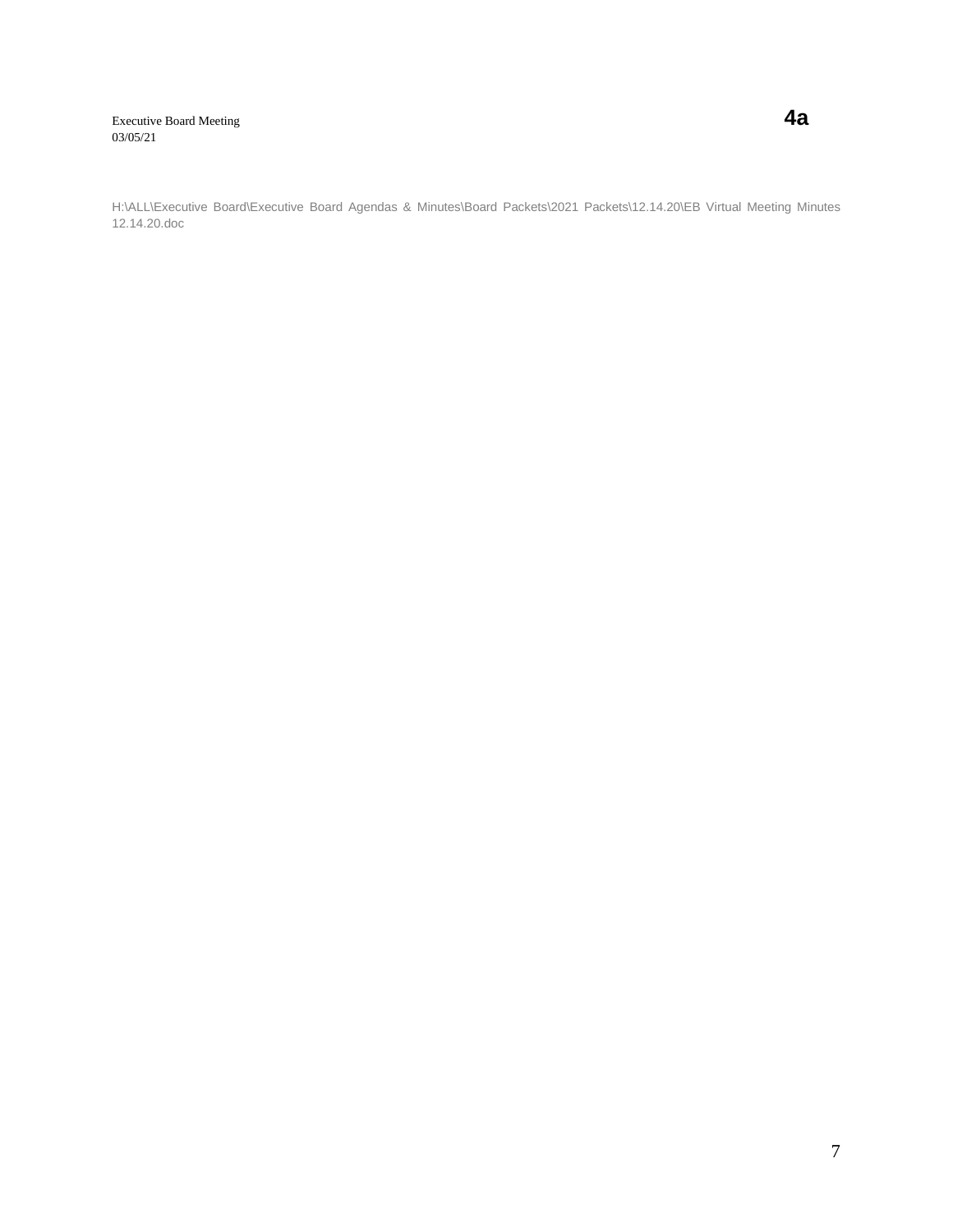H:\ALL\Executive Board\Executive Board Agendas & Minutes\Board Packets\2021 Packets\12.14.20\EB Virtual Meeting Minutes 12.14.20.doc